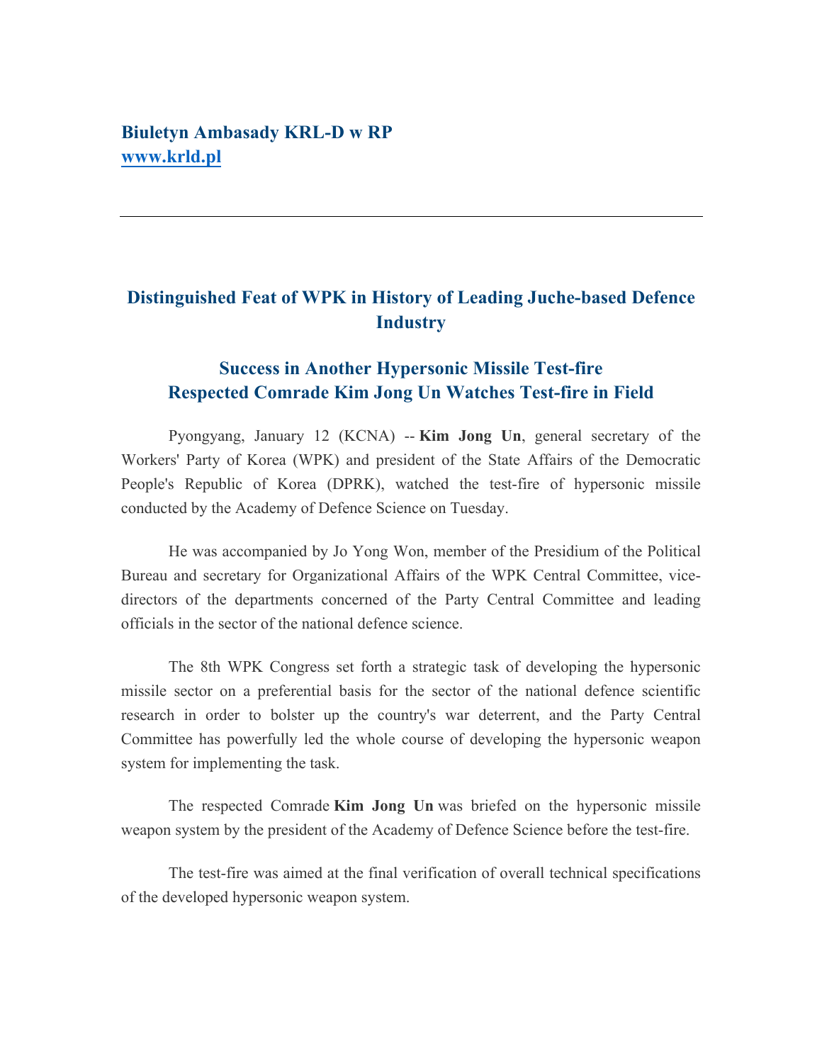**Biuletyn Ambasady KRL-D w RP**
**www.krld.pl**

---

## Distinguished Feat of WPK in History of Leading Juche-based Defence Industry

### Success in Another Hypersonic Missile Test-fire
### Respected Comrade Kim Jong Un Watches Test-fire in Field

Pyongyang, January 12 (KCNA) -- **Kim Jong Un**, general secretary of the Workers' Party of Korea (WPK) and president of the State Affairs of the Democratic People's Republic of Korea (DPRK), watched the test-fire of hypersonic missile conducted by the Academy of Defence Science on Tuesday.

He was accompanied by Jo Yong Won, member of the Presidium of the Political Bureau and secretary for Organizational Affairs of the WPK Central Committee, vice-directors of the departments concerned of the Party Central Committee and leading officials in the sector of the national defence science.

The 8th WPK Congress set forth a strategic task of developing the hypersonic missile sector on a preferential basis for the sector of the national defence scientific research in order to bolster up the country's war deterrent, and the Party Central Committee has powerfully led the whole course of developing the hypersonic weapon system for implementing the task.

The respected Comrade **Kim Jong Un** was briefed on the hypersonic missile weapon system by the president of the Academy of Defence Science before the test-fire.

The test-fire was aimed at the final verification of overall technical specifications of the developed hypersonic weapon system.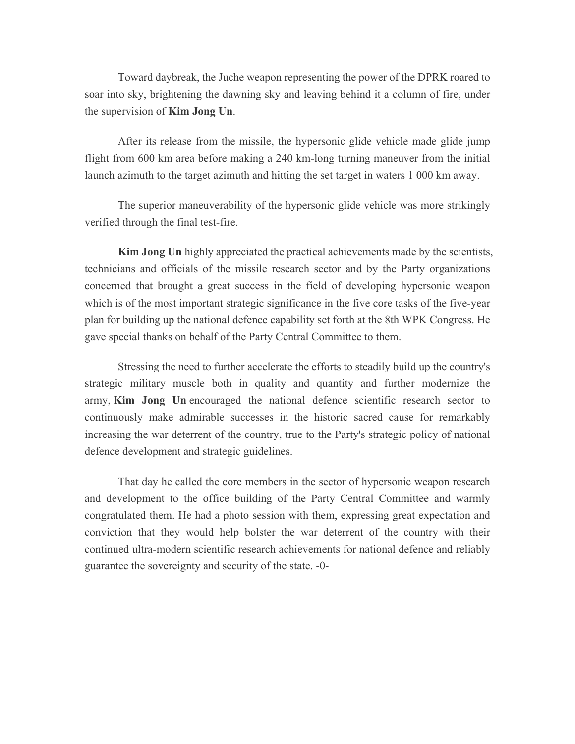Toward daybreak, the Juche weapon representing the power of the DPRK roared to soar into sky, brightening the dawning sky and leaving behind it a column of fire, under the supervision of **Kim Jong Un**.

After its release from the missile, the hypersonic glide vehicle made glide jump flight from 600 km area before making a 240 km-long turning maneuver from the initial launch azimuth to the target azimuth and hitting the set target in waters 1 000 km away.

The superior maneuverability of the hypersonic glide vehicle was more strikingly verified through the final test-fire.

**Kim Jong Un** highly appreciated the practical achievements made by the scientists, technicians and officials of the missile research sector and by the Party organizations concerned that brought a great success in the field of developing hypersonic weapon which is of the most important strategic significance in the five core tasks of the five-year plan for building up the national defence capability set forth at the 8th WPK Congress. He gave special thanks on behalf of the Party Central Committee to them.

Stressing the need to further accelerate the efforts to steadily build up the country's strategic military muscle both in quality and quantity and further modernize the army, **Kim Jong Un** encouraged the national defence scientific research sector to continuously make admirable successes in the historic sacred cause for remarkably increasing the war deterrent of the country, true to the Party's strategic policy of national defence development and strategic guidelines.

That day he called the core members in the sector of hypersonic weapon research and development to the office building of the Party Central Committee and warmly congratulated them. He had a photo session with them, expressing great expectation and conviction that they would help bolster the war deterrent of the country with their continued ultra-modern scientific research achievements for national defence and reliably guarantee the sovereignty and security of the state. -0-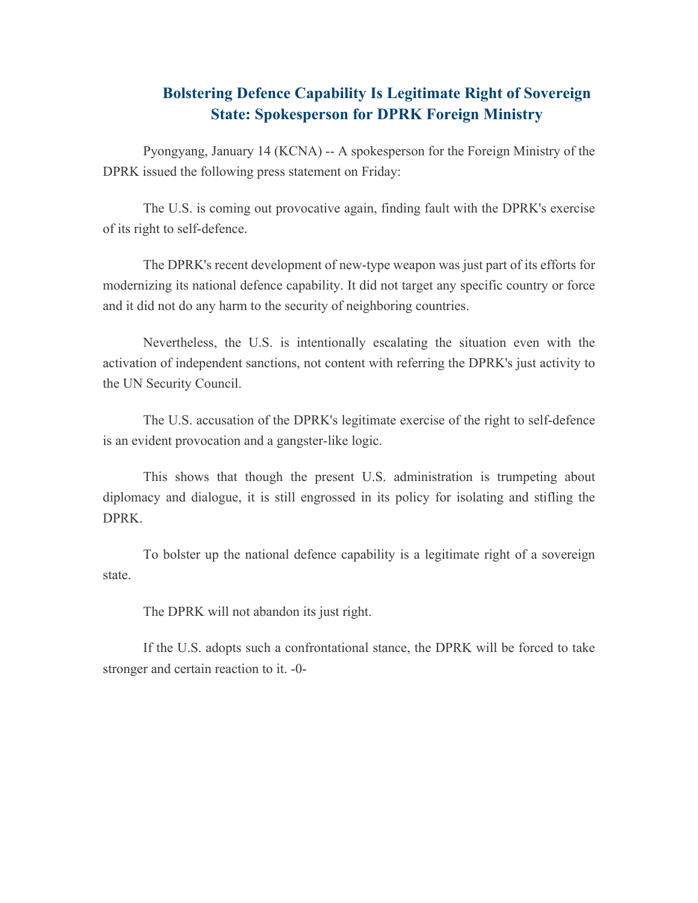## Bolstering Defence Capability Is Legitimate Right of Sovereign State: Spokesperson for DPRK Foreign Ministry

Pyongyang, January 14 (KCNA) -- A spokesperson for the Foreign Ministry of the DPRK issued the following press statement on Friday:

The U.S. is coming out provocative again, finding fault with the DPRK's exercise of its right to self-defence.

The DPRK's recent development of new-type weapon was just part of its efforts for modernizing its national defence capability. It did not target any specific country or force and it did not do any harm to the security of neighboring countries.

Nevertheless, the U.S. is intentionally escalating the situation even with the activation of independent sanctions, not content with referring the DPRK's just activity to the UN Security Council.

The U.S. accusation of the DPRK's legitimate exercise of the right to self-defence is an evident provocation and a gangster-like logic.

This shows that though the present U.S. administration is trumpeting about diplomacy and dialogue, it is still engrossed in its policy for isolating and stifling the DPRK.

To bolster up the national defence capability is a legitimate right of a sovereign state.

The DPRK will not abandon its just right.

If the U.S. adopts such a confrontational stance, the DPRK will be forced to take stronger and certain reaction to it. -0-